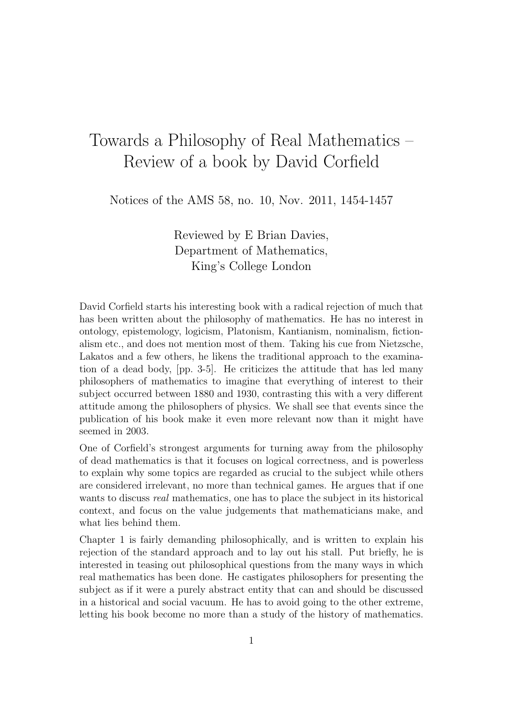# Towards a Philosophy of Real Mathematics – Review of a book by David Corfield

Notices of the AMS 58, no. 10, Nov. 2011, 1454-1457

Reviewed by E Brian Davies,
Department of Mathematics,
King's College London

David Corfield starts his interesting book with a radical rejection of much that has been written about the philosophy of mathematics. He has no interest in ontology, epistemology, logicism, Platonism, Kantianism, nominalism, fictionalism etc., and does not mention most of them. Taking his cue from Nietzsche, Lakatos and a few others, he likens the traditional approach to the examination of a dead body, [pp. 3-5]. He criticizes the attitude that has led many philosophers of mathematics to imagine that everything of interest to their subject occurred between 1880 and 1930, contrasting this with a very different attitude among the philosophers of physics. We shall see that events since the publication of his book make it even more relevant now than it might have seemed in 2003.

One of Corfield's strongest arguments for turning away from the philosophy of dead mathematics is that it focuses on logical correctness, and is powerless to explain why some topics are regarded as crucial to the subject while others are considered irrelevant, no more than technical games. He argues that if one wants to discuss *real* mathematics, one has to place the subject in its historical context, and focus on the value judgements that mathematicians make, and what lies behind them.

Chapter 1 is fairly demanding philosophically, and is written to explain his rejection of the standard approach and to lay out his stall. Put briefly, he is interested in teasing out philosophical questions from the many ways in which real mathematics has been done. He castigates philosophers for presenting the subject as if it were a purely abstract entity that can and should be discussed in a historical and social vacuum. He has to avoid going to the other extreme, letting his book become no more than a study of the history of mathematics.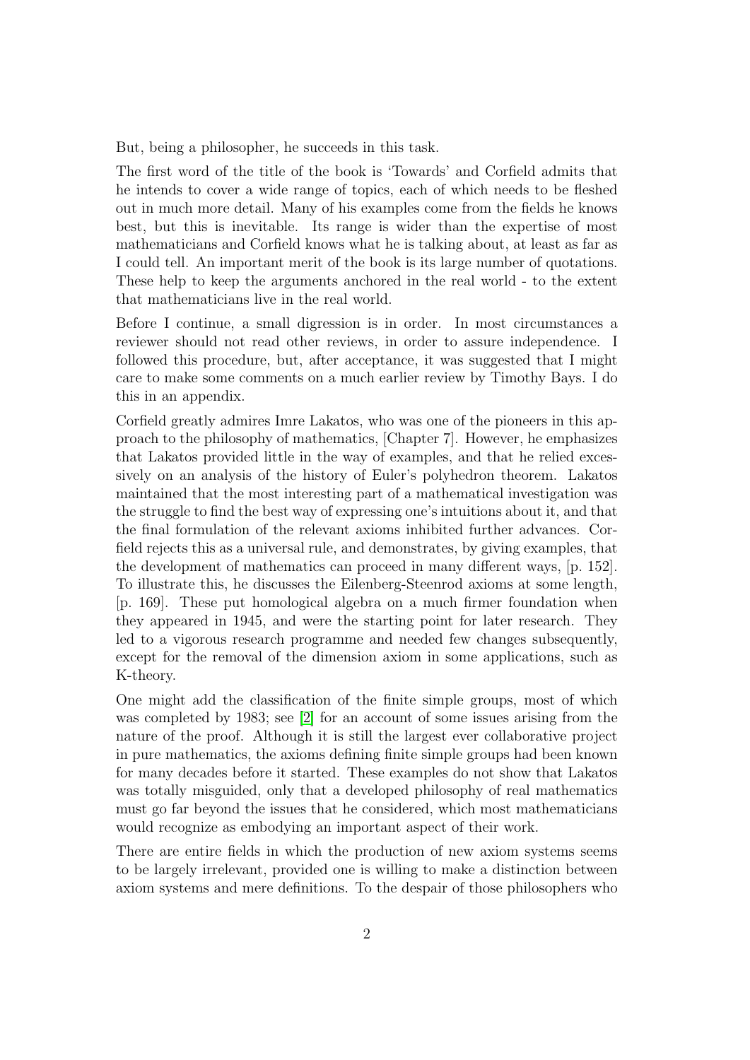But, being a philosopher, he succeeds in this task.

The first word of the title of the book is 'Towards' and Corfield admits that he intends to cover a wide range of topics, each of which needs to be fleshed out in much more detail. Many of his examples come from the fields he knows best, but this is inevitable. Its range is wider than the expertise of most mathematicians and Corfield knows what he is talking about, at least as far as I could tell. An important merit of the book is its large number of quotations. These help to keep the arguments anchored in the real world - to the extent that mathematicians live in the real world.

Before I continue, a small digression is in order. In most circumstances a reviewer should not read other reviews, in order to assure independence. I followed this procedure, but, after acceptance, it was suggested that I might care to make some comments on a much earlier review by Timothy Bays. I do this in an appendix.

Corfield greatly admires Imre Lakatos, who was one of the pioneers in this approach to the philosophy of mathematics, [Chapter 7]. However, he emphasizes that Lakatos provided little in the way of examples, and that he relied excessively on an analysis of the history of Euler's polyhedron theorem. Lakatos maintained that the most interesting part of a mathematical investigation was the struggle to find the best way of expressing one's intuitions about it, and that the final formulation of the relevant axioms inhibited further advances. Corfield rejects this as a universal rule, and demonstrates, by giving examples, that the development of mathematics can proceed in many different ways, [p. 152]. To illustrate this, he discusses the Eilenberg-Steenrod axioms at some length, [p. 169]. These put homological algebra on a much firmer foundation when they appeared in 1945, and were the starting point for later research. They led to a vigorous research programme and needed few changes subsequently, except for the removal of the dimension axiom in some applications, such as K-theory.

One might add the classification of the finite simple groups, most of which was completed by 1983; see [2] for an account of some issues arising from the nature of the proof. Although it is still the largest ever collaborative project in pure mathematics, the axioms defining finite simple groups had been known for many decades before it started. These examples do not show that Lakatos was totally misguided, only that a developed philosophy of real mathematics must go far beyond the issues that he considered, which most mathematicians would recognize as embodying an important aspect of their work.

There are entire fields in which the production of new axiom systems seems to be largely irrelevant, provided one is willing to make a distinction between axiom systems and mere definitions. To the despair of those philosophers who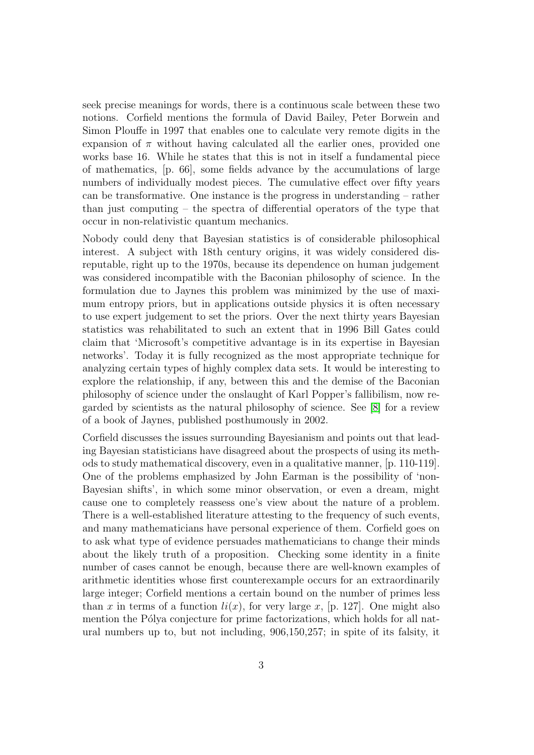seek precise meanings for words, there is a continuous scale between these two notions. Corfield mentions the formula of David Bailey, Peter Borwein and Simon Plouffe in 1997 that enables one to calculate very remote digits in the expansion of $\pi$ without having calculated all the earlier ones, provided one works base 16. While he states that this is not in itself a fundamental piece of mathematics, [p. 66], some fields advance by the accumulations of large numbers of individually modest pieces. The cumulative effect over fifty years can be transformative. One instance is the progress in understanding – rather than just computing – the spectra of differential operators of the type that occur in non-relativistic quantum mechanics.

Nobody could deny that Bayesian statistics is of considerable philosophical interest. A subject with 18th century origins, it was widely considered disreputable, right up to the 1970s, because its dependence on human judgement was considered incompatible with the Baconian philosophy of science. In the formulation due to Jaynes this problem was minimized by the use of maximum entropy priors, but in applications outside physics it is often necessary to use expert judgement to set the priors. Over the next thirty years Bayesian statistics was rehabilitated to such an extent that in 1996 Bill Gates could claim that 'Microsoft's competitive advantage is in its expertise in Bayesian networks'. Today it is fully recognized as the most appropriate technique for analyzing certain types of highly complex data sets. It would be interesting to explore the relationship, if any, between this and the demise of the Baconian philosophy of science under the onslaught of Karl Popper's fallibilism, now regarded by scientists as the natural philosophy of science. See [8] for a review of a book of Jaynes, published posthumously in 2002.

Corfield discusses the issues surrounding Bayesianism and points out that leading Bayesian statisticians have disagreed about the prospects of using its methods to study mathematical discovery, even in a qualitative manner, [p. 110-119]. One of the problems emphasized by John Earman is the possibility of 'non-Bayesian shifts', in which some minor observation, or even a dream, might cause one to completely reassess one's view about the nature of a problem. There is a well-established literature attesting to the frequency of such events, and many mathematicians have personal experience of them. Corfield goes on to ask what type of evidence persuades mathematicians to change their minds about the likely truth of a proposition. Checking some identity in a finite number of cases cannot be enough, because there are well-known examples of arithmetic identities whose first counterexample occurs for an extraordinarily large integer; Corfield mentions a certain bound on the number of primes less than $x$ in terms of a function $li(x)$, for very large $x$, [p. 127]. One might also mention the Pólya conjecture for prime factorizations, which holds for all natural numbers up to, but not including, 906,150,257; in spite of its falsity, it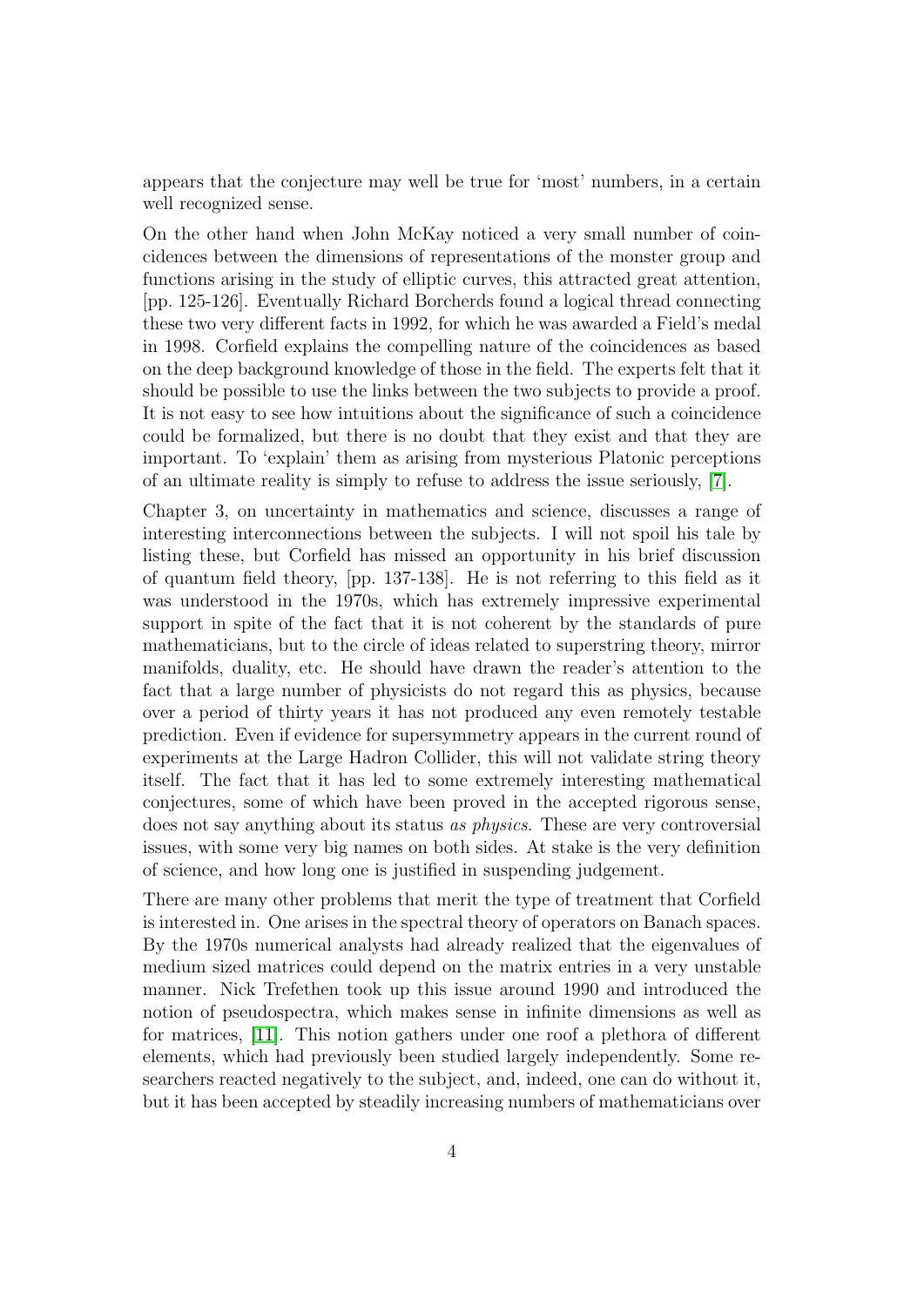appears that the conjecture may well be true for 'most' numbers, in a certain well recognized sense.

On the other hand when John McKay noticed a very small number of coincidences between the dimensions of representations of the monster group and functions arising in the study of elliptic curves, this attracted great attention, [pp. 125-126]. Eventually Richard Borcherds found a logical thread connecting these two very different facts in 1992, for which he was awarded a Field's medal in 1998. Corfield explains the compelling nature of the coincidences as based on the deep background knowledge of those in the field. The experts felt that it should be possible to use the links between the two subjects to provide a proof. It is not easy to see how intuitions about the significance of such a coincidence could be formalized, but there is no doubt that they exist and that they are important. To 'explain' them as arising from mysterious Platonic perceptions of an ultimate reality is simply to refuse to address the issue seriously, [7].

Chapter 3, on uncertainty in mathematics and science, discusses a range of interesting interconnections between the subjects. I will not spoil his tale by listing these, but Corfield has missed an opportunity in his brief discussion of quantum field theory, [pp. 137-138]. He is not referring to this field as it was understood in the 1970s, which has extremely impressive experimental support in spite of the fact that it is not coherent by the standards of pure mathematicians, but to the circle of ideas related to superstring theory, mirror manifolds, duality, etc. He should have drawn the reader's attention to the fact that a large number of physicists do not regard this as physics, because over a period of thirty years it has not produced any even remotely testable prediction. Even if evidence for supersymmetry appears in the current round of experiments at the Large Hadron Collider, this will not validate string theory itself. The fact that it has led to some extremely interesting mathematical conjectures, some of which have been proved in the accepted rigorous sense, does not say anything about its status *as physics*. These are very controversial issues, with some very big names on both sides. At stake is the very definition of science, and how long one is justified in suspending judgement.

There are many other problems that merit the type of treatment that Corfield is interested in. One arises in the spectral theory of operators on Banach spaces. By the 1970s numerical analysts had already realized that the eigenvalues of medium sized matrices could depend on the matrix entries in a very unstable manner. Nick Trefethen took up this issue around 1990 and introduced the notion of pseudospectra, which makes sense in infinite dimensions as well as for matrices, [11]. This notion gathers under one roof a plethora of different elements, which had previously been studied largely independently. Some researchers reacted negatively to the subject, and, indeed, one can do without it, but it has been accepted by steadily increasing numbers of mathematicians over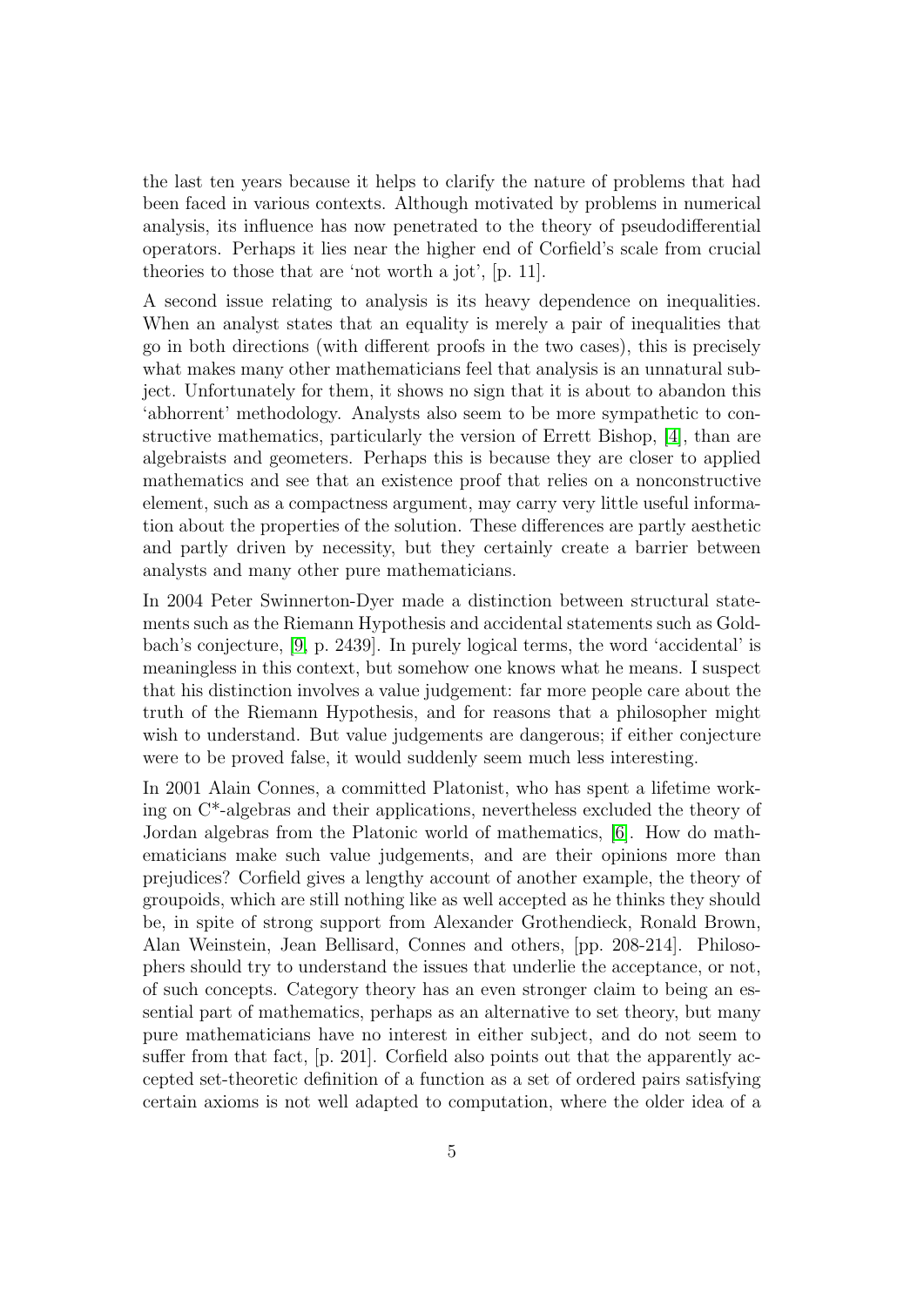the last ten years because it helps to clarify the nature of problems that had been faced in various contexts. Although motivated by problems in numerical analysis, its influence has now penetrated to the theory of pseudodifferential operators. Perhaps it lies near the higher end of Corfield's scale from crucial theories to those that are 'not worth a jot', [p. 11].

A second issue relating to analysis is its heavy dependence on inequalities. When an analyst states that an equality is merely a pair of inequalities that go in both directions (with different proofs in the two cases), this is precisely what makes many other mathematicians feel that analysis is an unnatural subject. Unfortunately for them, it shows no sign that it is about to abandon this 'abhorrent' methodology. Analysts also seem to be more sympathetic to constructive mathematics, particularly the version of Errett Bishop, [4], than are algebraists and geometers. Perhaps this is because they are closer to applied mathematics and see that an existence proof that relies on a nonconstructive element, such as a compactness argument, may carry very little useful information about the properties of the solution. These differences are partly aesthetic and partly driven by necessity, but they certainly create a barrier between analysts and many other pure mathematicians.

In 2004 Peter Swinnerton-Dyer made a distinction between structural statements such as the Riemann Hypothesis and accidental statements such as Goldbach's conjecture, [9, p. 2439]. In purely logical terms, the word 'accidental' is meaningless in this context, but somehow one knows what he means. I suspect that his distinction involves a value judgement: far more people care about the truth of the Riemann Hypothesis, and for reasons that a philosopher might wish to understand. But value judgements are dangerous; if either conjecture were to be proved false, it would suddenly seem much less interesting.

In 2001 Alain Connes, a committed Platonist, who has spent a lifetime working on C*-algebras and their applications, nevertheless excluded the theory of Jordan algebras from the Platonic world of mathematics, [6]. How do mathematicians make such value judgements, and are their opinions more than prejudices? Corfield gives a lengthy account of another example, the theory of groupoids, which are still nothing like as well accepted as he thinks they should be, in spite of strong support from Alexander Grothendieck, Ronald Brown, Alan Weinstein, Jean Bellisard, Connes and others, [pp. 208-214]. Philosophers should try to understand the issues that underlie the acceptance, or not, of such concepts. Category theory has an even stronger claim to being an essential part of mathematics, perhaps as an alternative to set theory, but many pure mathematicians have no interest in either subject, and do not seem to suffer from that fact, [p. 201]. Corfield also points out that the apparently accepted set-theoretic definition of a function as a set of ordered pairs satisfying certain axioms is not well adapted to computation, where the older idea of a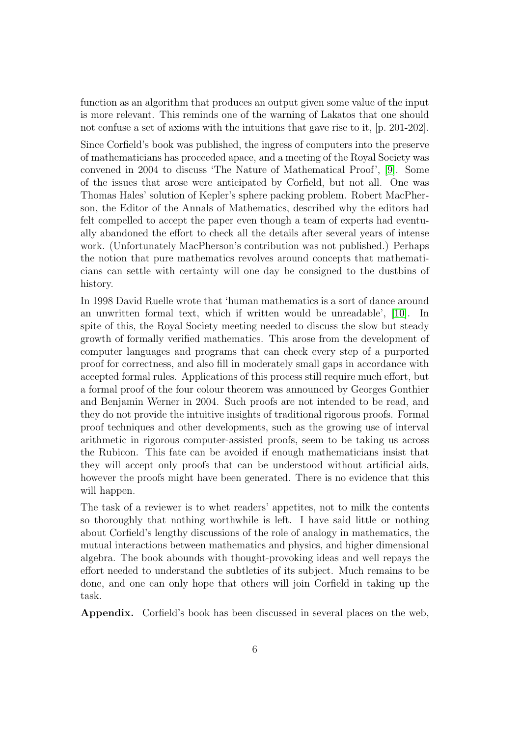function as an algorithm that produces an output given some value of the input is more relevant. This reminds one of the warning of Lakatos that one should not confuse a set of axioms with the intuitions that gave rise to it, [p. 201-202].

Since Corfield's book was published, the ingress of computers into the preserve of mathematicians has proceeded apace, and a meeting of the Royal Society was convened in 2004 to discuss 'The Nature of Mathematical Proof', [9]. Some of the issues that arose were anticipated by Corfield, but not all. One was Thomas Hales' solution of Kepler's sphere packing problem. Robert MacPherson, the Editor of the Annals of Mathematics, described why the editors had felt compelled to accept the paper even though a team of experts had eventually abandoned the effort to check all the details after several years of intense work. (Unfortunately MacPherson's contribution was not published.) Perhaps the notion that pure mathematics revolves around concepts that mathematicians can settle with certainty will one day be consigned to the dustbins of history.

In 1998 David Ruelle wrote that 'human mathematics is a sort of dance around an unwritten formal text, which if written would be unreadable', [10]. In spite of this, the Royal Society meeting needed to discuss the slow but steady growth of formally verified mathematics. This arose from the development of computer languages and programs that can check every step of a purported proof for correctness, and also fill in moderately small gaps in accordance with accepted formal rules. Applications of this process still require much effort, but a formal proof of the four colour theorem was announced by Georges Gonthier and Benjamin Werner in 2004. Such proofs are not intended to be read, and they do not provide the intuitive insights of traditional rigorous proofs. Formal proof techniques and other developments, such as the growing use of interval arithmetic in rigorous computer-assisted proofs, seem to be taking us across the Rubicon. This fate can be avoided if enough mathematicians insist that they will accept only proofs that can be understood without artificial aids, however the proofs might have been generated. There is no evidence that this will happen.

The task of a reviewer is to whet readers' appetites, not to milk the contents so thoroughly that nothing worthwhile is left. I have said little or nothing about Corfield's lengthy discussions of the role of analogy in mathematics, the mutual interactions between mathematics and physics, and higher dimensional algebra. The book abounds with thought-provoking ideas and well repays the effort needed to understand the subtleties of its subject. Much remains to be done, and one can only hope that others will join Corfield in taking up the task.

**Appendix.** Corfield's book has been discussed in several places on the web,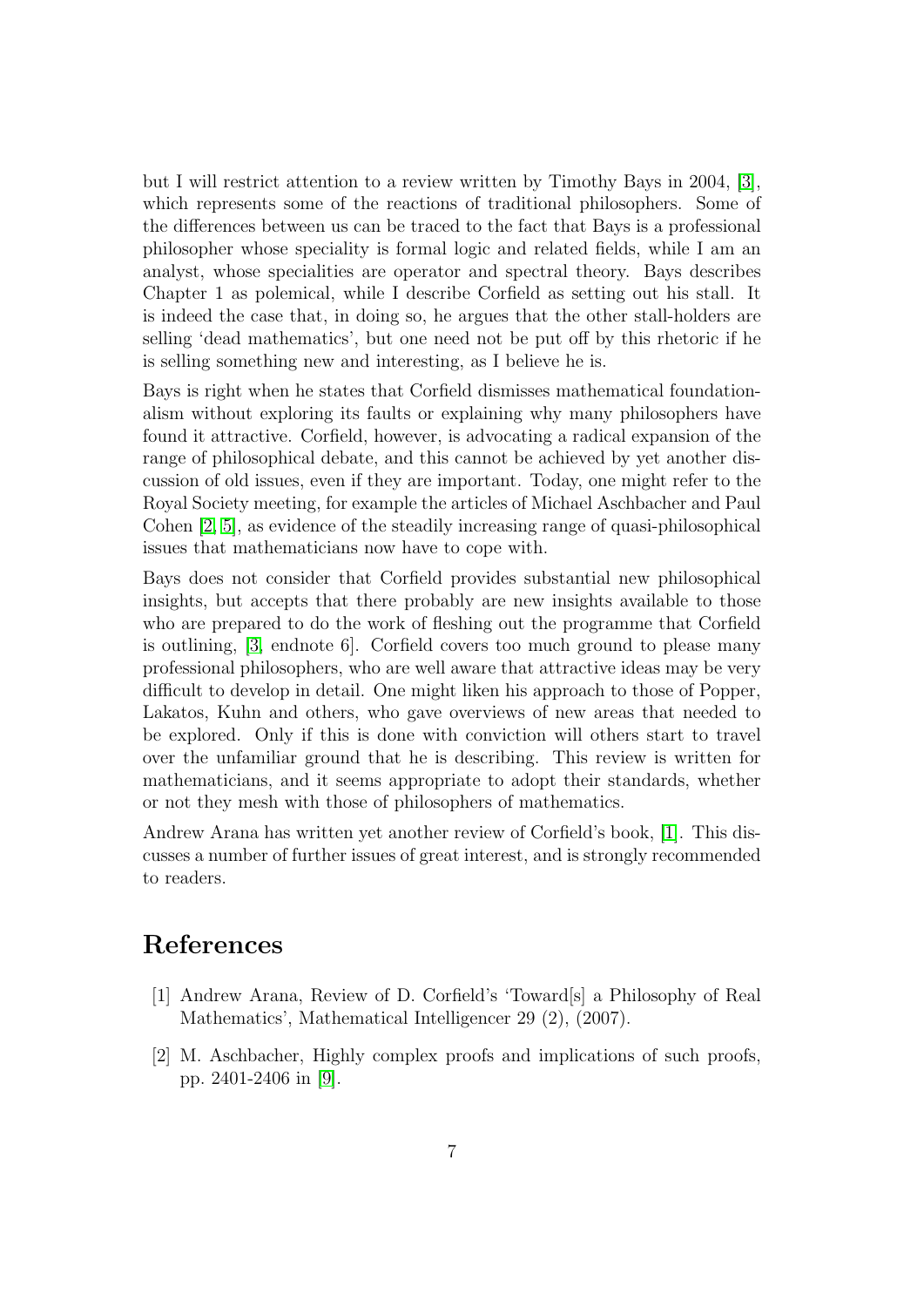but I will restrict attention to a review written by Timothy Bays in 2004, [3], which represents some of the reactions of traditional philosophers. Some of the differences between us can be traced to the fact that Bays is a professional philosopher whose speciality is formal logic and related fields, while I am an analyst, whose specialities are operator and spectral theory. Bays describes Chapter 1 as polemical, while I describe Corfield as setting out his stall. It is indeed the case that, in doing so, he argues that the other stall-holders are selling 'dead mathematics', but one need not be put off by this rhetoric if he is selling something new and interesting, as I believe he is.

Bays is right when he states that Corfield dismisses mathematical foundationalism without exploring its faults or explaining why many philosophers have found it attractive. Corfield, however, is advocating a radical expansion of the range of philosophical debate, and this cannot be achieved by yet another discussion of old issues, even if they are important. Today, one might refer to the Royal Society meeting, for example the articles of Michael Aschbacher and Paul Cohen [2, 5], as evidence of the steadily increasing range of quasi-philosophical issues that mathematicians now have to cope with.

Bays does not consider that Corfield provides substantial new philosophical insights, but accepts that there probably are new insights available to those who are prepared to do the work of fleshing out the programme that Corfield is outlining, [3, endnote 6]. Corfield covers too much ground to please many professional philosophers, who are well aware that attractive ideas may be very difficult to develop in detail. One might liken his approach to those of Popper, Lakatos, Kuhn and others, who gave overviews of new areas that needed to be explored. Only if this is done with conviction will others start to travel over the unfamiliar ground that he is describing. This review is written for mathematicians, and it seems appropriate to adopt their standards, whether or not they mesh with those of philosophers of mathematics.

Andrew Arana has written yet another review of Corfield's book, [1]. This discusses a number of further issues of great interest, and is strongly recommended to readers.

# References

[1] Andrew Arana, Review of D. Corfield's 'Toward[s] a Philosophy of Real Mathematics', Mathematical Intelligencer 29 (2), (2007).

[2] M. Aschbacher, Highly complex proofs and implications of such proofs, pp. 2401-2406 in [9].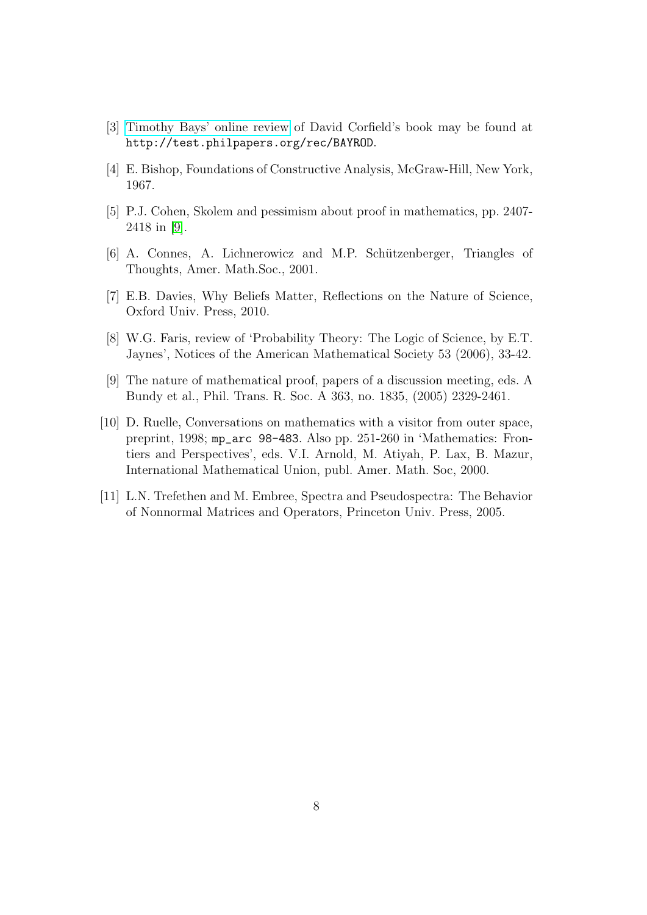[3] Timothy Bays' online review of David Corfield's book may be found at http://test.philpapers.org/rec/BAYROD.

[4] E. Bishop, Foundations of Constructive Analysis, McGraw-Hill, New York, 1967.

[5] P.J. Cohen, Skolem and pessimism about proof in mathematics, pp. 2407-2418 in [9].

[6] A. Connes, A. Lichnerowicz and M.P. Schützenberger, Triangles of Thoughts, Amer. Math.Soc., 2001.

[7] E.B. Davies, Why Beliefs Matter, Reflections on the Nature of Science, Oxford Univ. Press, 2010.

[8] W.G. Faris, review of 'Probability Theory: The Logic of Science, by E.T. Jaynes', Notices of the American Mathematical Society 53 (2006), 33-42.

[9] The nature of mathematical proof, papers of a discussion meeting, eds. A Bundy et al., Phil. Trans. R. Soc. A 363, no. 1835, (2005) 2329-2461.

[10] D. Ruelle, Conversations on mathematics with a visitor from outer space, preprint, 1998; `mp_arc 98-483`. Also pp. 251-260 in 'Mathematics: Frontiers and Perspectives', eds. V.I. Arnold, M. Atiyah, P. Lax, B. Mazur, International Mathematical Union, publ. Amer. Math. Soc, 2000.

[11] L.N. Trefethen and M. Embree, Spectra and Pseudospectra: The Behavior of Nonnormal Matrices and Operators, Princeton Univ. Press, 2005.